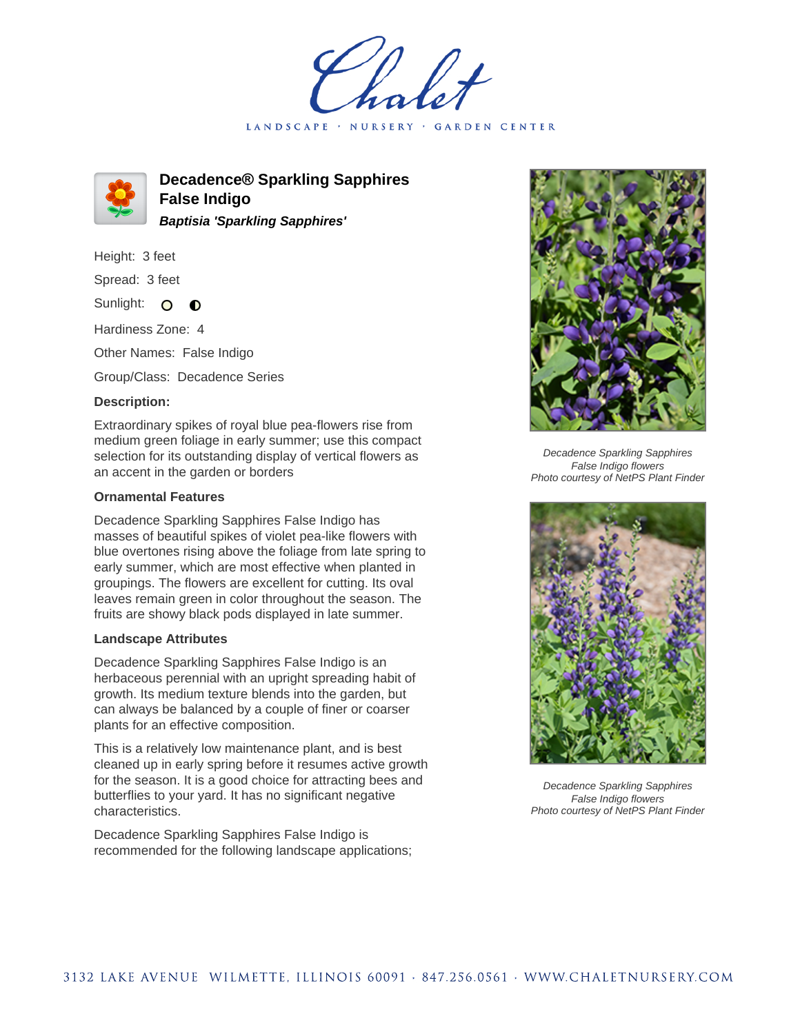# Decadence® Sparkling Sapphires False Indigo

***Baptisia 'Sparkling Sapphires'***

Height: 3 feet

Spread: 3 feet

Sunlight: ○ ◐

Hardiness Zone: 4

Other Names: False Indigo

Group/Class: Decadence Series

### Description:

Extraordinary spikes of royal blue pea-flowers rise from medium green foliage in early summer; use this compact selection for its outstanding display of vertical flowers as an accent in the garden or borders

### Ornamental Features

Decadence Sparkling Sapphires False Indigo has masses of beautiful spikes of violet pea-like flowers with blue overtones rising above the foliage from late spring to early summer, which are most effective when planted in groupings. The flowers are excellent for cutting. Its oval leaves remain green in color throughout the season. The fruits are showy black pods displayed in late summer.

### Landscape Attributes

Decadence Sparkling Sapphires False Indigo is an herbaceous perennial with an upright spreading habit of growth. Its medium texture blends into the garden, but can always be balanced by a couple of finer or coarser plants for an effective composition.

This is a relatively low maintenance plant, and is best cleaned up in early spring before it resumes active growth for the season. It is a good choice for attracting bees and butterflies to your yard. It has no significant negative characteristics.

Decadence Sparkling Sapphires False Indigo is recommended for the following landscape applications;

*Decadence Sparkling Sapphires False Indigo flowers*
*Photo courtesy of NetPS Plant Finder*

*Decadence Sparkling Sapphires False Indigo flowers*
*Photo courtesy of NetPS Plant Finder*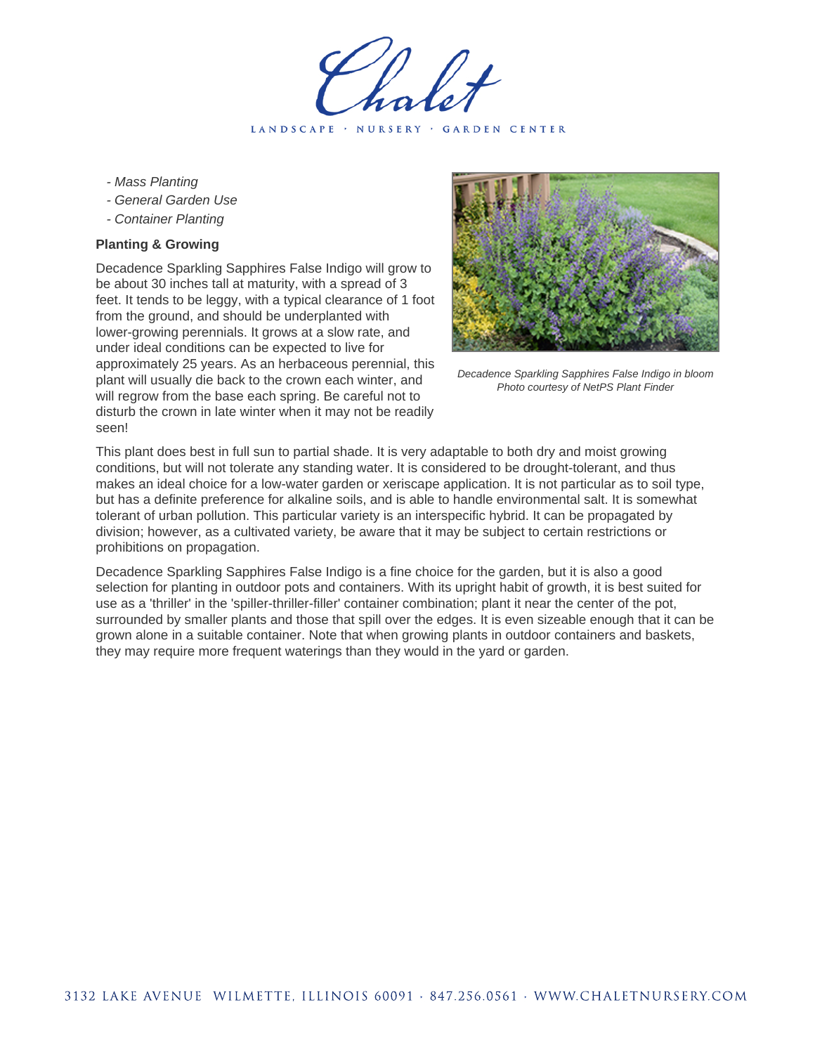- *Mass Planting*
- *General Garden Use*
- *Container Planting*

**Planting & Growing**

Decadence Sparkling Sapphires False Indigo will grow to be about 30 inches tall at maturity, with a spread of 3 feet. It tends to be leggy, with a typical clearance of 1 foot from the ground, and should be underplanted with lower-growing perennials. It grows at a slow rate, and under ideal conditions can be expected to live for approximately 25 years. As an herbaceous perennial, this plant will usually die back to the crown each winter, and will regrow from the base each spring. Be careful not to disturb the crown in late winter when it may not be readily seen!

*Decadence Sparkling Sapphires False Indigo in bloom*
*Photo courtesy of NetPS Plant Finder*

This plant does best in full sun to partial shade. It is very adaptable to both dry and moist growing conditions, but will not tolerate any standing water. It is considered to be drought-tolerant, and thus makes an ideal choice for a low-water garden or xeriscape application. It is not particular as to soil type, but has a definite preference for alkaline soils, and is able to handle environmental salt. It is somewhat tolerant of urban pollution. This particular variety is an interspecific hybrid. It can be propagated by division; however, as a cultivated variety, be aware that it may be subject to certain restrictions or prohibitions on propagation.

Decadence Sparkling Sapphires False Indigo is a fine choice for the garden, but it is also a good selection for planting in outdoor pots and containers. With its upright habit of growth, it is best suited for use as a 'thriller' in the 'spiller-thriller-filler' container combination; plant it near the center of the pot, surrounded by smaller plants and those that spill over the edges. It is even sizeable enough that it can be grown alone in a suitable container. Note that when growing plants in outdoor containers and baskets, they may require more frequent waterings than they would in the yard or garden.